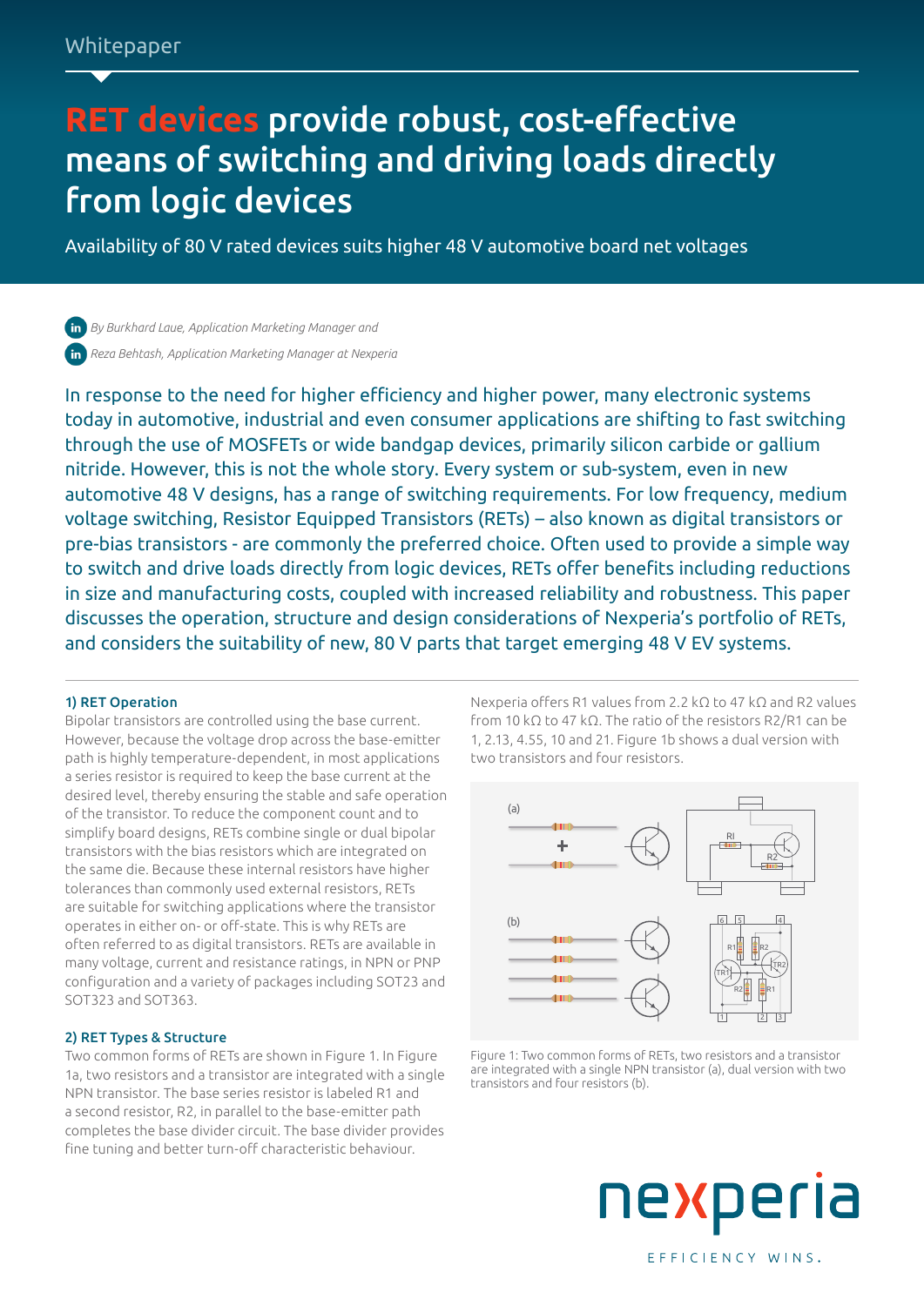Whitepaper

# RET devices provide robust, cost-effective means of switching and driving loads directly from logic devices

Availability of 80 V rated devices suits higher 48 V automotive board net voltages

*By Burkhard Laue, Application Marketing Manager and*

*Reza Behtash, Application Marketing Manager at Nexperia*

In response to the need for higher efficiency and higher power, many electronic systems today in automotive, industrial and even consumer applications are shifting to fast switching through the use of MOSFETs or wide bandgap devices, primarily silicon carbide or gallium nitride. However, this is not the whole story. Every system or sub-system, even in new automotive 48 V designs, has a range of switching requirements. For low frequency, medium voltage switching, Resistor Equipped Transistors (RETs) – also known as digital transistors or pre-bias transistors - are commonly the preferred choice. Often used to provide a simple way to switch and drive loads directly from logic devices, RETs offer benefits including reductions in size and manufacturing costs, coupled with increased reliability and robustness. This paper discusses the operation, structure and design considerations of Nexperia's portfolio of RETs, and considers the suitability of new, 80 V parts that target emerging 48 V EV systems.

### 1) RET Operation

Bipolar transistors are controlled using the base current. However, because the voltage drop across the base-emitter path is highly temperature-dependent, in most applications a series resistor is required to keep the base current at the desired level, thereby ensuring the stable and safe operation of the transistor. To reduce the component count and to simplify board designs, RETs combine single or dual bipolar transistors with the bias resistors which are integrated on the same die. Because these internal resistors have higher tolerances than commonly used external resistors, RETs are suitable for switching applications where the transistor operates in either on- or off-state. This is why RETs are often referred to as digital transistors. RETs are available in many voltage, current and resistance ratings, in NPN or PNP configuration and a variety of packages including SOT23 and SOT323 and SOT363.

### 2) RET Types & Structure

Two common forms of RETs are shown in Figure 1. In Figure 1a, two resistors and a transistor are integrated with a single NPN transistor. The base series resistor is labeled R1 and a second resistor, R2, in parallel to the base-emitter path completes the base divider circuit. The base divider provides fine tuning and better turn-off characteristic behaviour.

Nexperia offers R1 values from 2.2 kΩ to 47 kΩ and R2 values from 10 kΩ to 47 kΩ. The ratio of the resistors R2/R1 can be 1, 2.13, 4.55, 10 and 21. Figure 1b shows a dual version with two transistors and four resistors.

Figure 1: Two common forms of RETs, two resistors and a transistor are integrated with a single NPN transistor (a), dual version with two transistors and four resistors (b).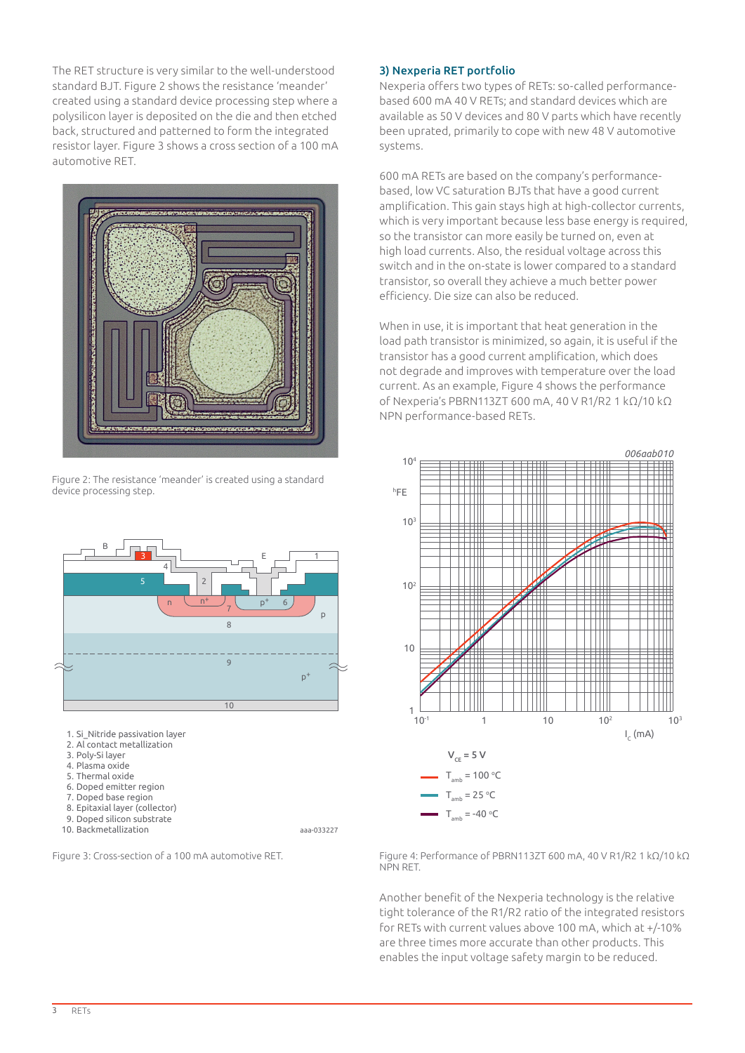The RET structure is very similar to the well-understood standard BJT. Figure 2 shows the resistance 'meander' created using a standard device processing step where a polysilicon layer is deposited on the die and then etched back, structured and patterned to form the integrated resistor layer. Figure 3 shows a cross section of a 100 mA automotive RET.

Figure 2: The resistance 'meander' is created using a standard device processing step.

1. Si_Nitride passivation layer
2. Al contact metallization
3. Poly-Si layer
4. Plasma oxide
5. Thermal oxide
6. Doped emitter region
7. Doped base region
8. Epitaxial layer (collector)
9. Doped silicon substrate
10. Backmetallization

Figure 3: Cross-section of a 100 mA automotive RET.

### 3) Nexperia RET portfolio

Nexperia offers two types of RETs: so-called performance-based 600 mA 40 V RETs; and standard devices which are available as 50 V devices and 80 V parts which have recently been uprated, primarily to cope with new 48 V automotive systems.

600 mA RETs are based on the company's performance-based, low VC saturation BJTs that have a good current amplification. This gain stays high at high-collector currents, which is very important because less base energy is required, so the transistor can more easily be turned on, even at high load currents. Also, the residual voltage across this switch and in the on-state is lower compared to a standard transistor, so overall they achieve a much better power efficiency. Die size can also be reduced.

When in use, it is important that heat generation in the load path transistor is minimized, so again, it is useful if the transistor has a good current amplification, which does not degrade and improves with temperature over the load current. As an example, Figure 4 shows the performance of Nexperia's PBRN113ZT 600 mA, 40 V R1/R2 1 kΩ/10 kΩ NPN performance-based RETs.

$V_{CE}$ = 5 V

$T_{amb}$ = 100 °C

$T_{amb}$ = 25 °C

$T_{amb}$ = -40 °C

Figure 4: Performance of PBRN113ZT 600 mA, 40 V R1/R2 1 kΩ/10 kΩ NPN RET.

Another benefit of the Nexperia technology is the relative tight tolerance of the R1/R2 ratio of the integrated resistors for RETs with current values above 100 mA, which at +/-10% are three times more accurate than other products. This enables the input voltage safety margin to be reduced.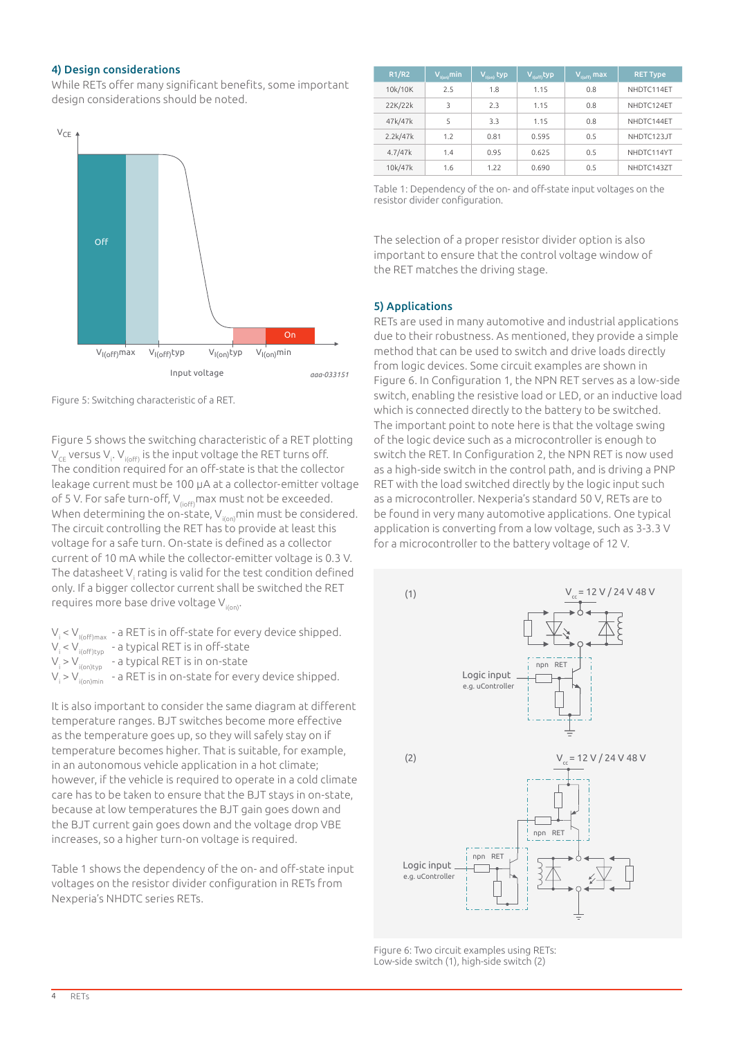## 4) Design considerations

While RETs offer many significant benefits, some important design considerations should be noted.

Figure 5: Switching characteristic of a RET.

Figure 5 shows the switching characteristic of a RET plotting $V_{CE}$ versus $V_i$. $V_{i(off)}$ is the input voltage the RET turns off. The circuit condition required for an off-state is that the collector leakage current must be 100 µA at a collector-emitter voltage of 5 V. For safe turn-off, $V_{(ioff)}$max must not be exceeded. When determining the on-state, $V_{i(on)}$min must be considered. The circuit controlling the RET has to provide at least this voltage for a safe turn. On-state is defined as a collector current of 10 mA while the collector-emitter voltage is 0.3 V. The datasheet $V_i$ rating is valid for the test condition defined only. If a bigger collector current shall be switched the RET requires more base drive voltage $V_{i(on)}$.

$V_i < V_{i(off)max}$ - a RET is in off-state for every device shipped.
$V_i < V_{i(off)typ}$ - a typical RET is in off-state
$V_i > V_{i(on)typ}$ - a typical RET is in on-state
$V_i > V_{i(on)min}$ - a RET is in on-state for every device shipped.

It is also important to consider the same diagram at different temperature ranges. BJT switches become more effective as the temperature goes up, so they will safely stay on if temperature becomes higher. That is suitable, for example, in an autonomous vehicle application in a hot climate; however, if the vehicle is required to operate in a cold climate care has to be taken to ensure that the BJT stays in on-state, because at low temperatures the BJT gain goes down and the BJT current gain goes down and the voltage drop VBE increases, so a higher turn-on voltage is required.

Table 1 shows the dependency of the on- and off-state input voltages on the resistor divider configuration in RETs from Nexperia's NHDTC series RETs.

| R1/R2 | $V_{i(on)}$min | $V_{i(on)}$ typ | $V_{i(off)}$typ | $V_{i(off)}$ max | RET Type |
|---|---|---|---|---|---|
| 10k/10K | 2.5 | 1.8 | 1.15 | 0.8 | NHDTC114ET |
| 22K/22k | 3 | 2.3 | 1.15 | 0.8 | NHDTC124ET |
| 47k/47k | 5 | 3.3 | 1.15 | 0.8 | NHDTC144ET |
| 2.2k/47k | 1.2 | 0.81 | 0.595 | 0.5 | NHDTC123JT |
| 4.7/47k | 1.4 | 0.95 | 0.625 | 0.5 | NHDTC114YT |
| 10k/47k | 1.6 | 1.22 | 0.690 | 0.5 | NHDTC143ZT |

Table 1: Dependency of the on- and off-state input voltages on the resistor divider configuration.

The selection of a proper resistor divider option is also important to ensure that the control voltage window of the RET matches the driving stage.

## 5) Applications

RETs are used in many automotive and industrial applications due to their robustness. As mentioned, they provide a simple method that can be used to switch and drive loads directly from logic devices. Some circuit examples are shown in Figure 6. In Configuration 1, the NPN RET serves as a low-side switch, enabling the resistive load or LED, or an inductive load which is connected directly to the battery to be switched. The important point to note here is that the voltage swing of the logic device such as a microcontroller is enough to switch the RET. In Configuration 2, the NPN RET is now used as a high-side switch in the control path, and is driving a PNP RET with the load switched directly by the logic input such as a microcontroller. Nexperia's standard 50 V, RETs are to be found in very many automotive applications. One typical application is converting from a low voltage, such as 3-3.3 V for a microcontroller to the battery voltage of 12 V.

Figure 6: Two circuit examples using RETs:
Low-side switch (1), high-side switch (2)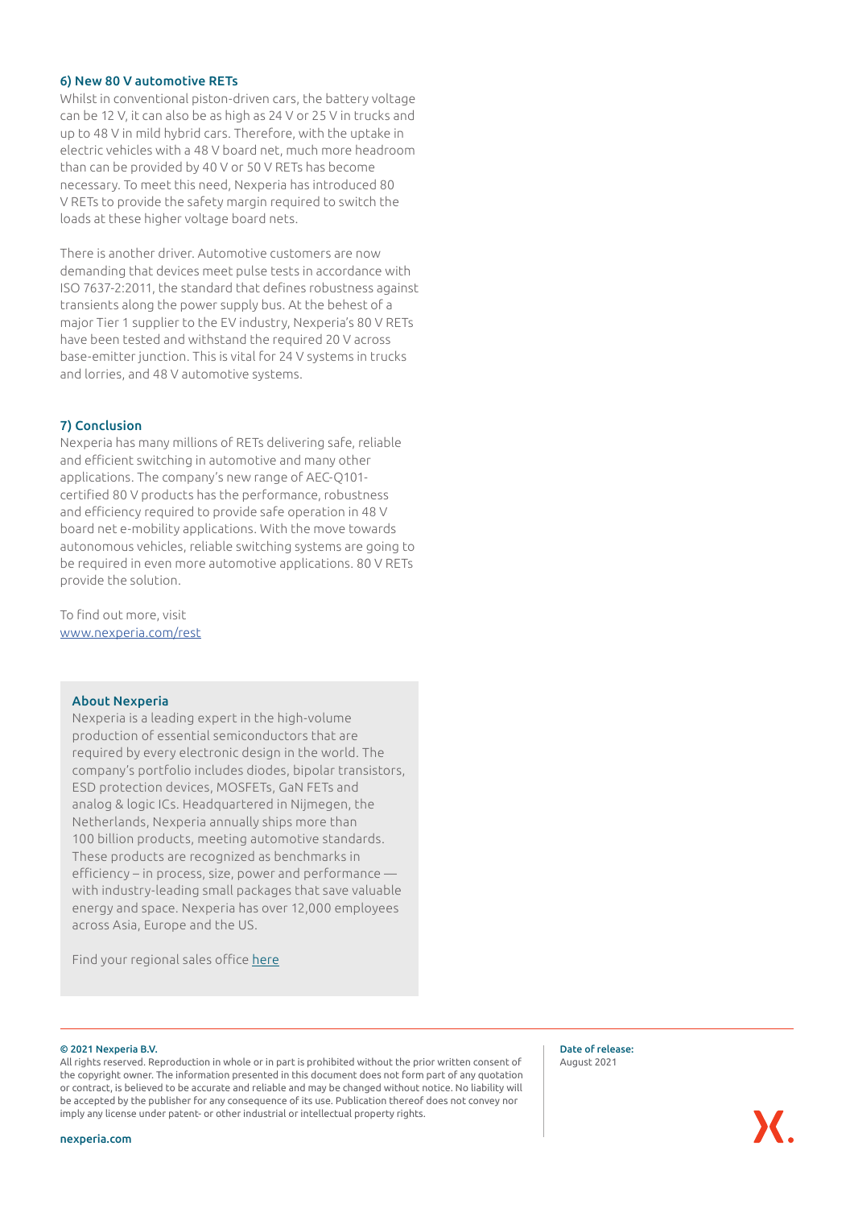### 6) New 80 V automotive RETs

Whilst in conventional piston-driven cars, the battery voltage can be 12 V, it can also be as high as 24 V or 25 V in trucks and up to 48 V in mild hybrid cars. Therefore, with the uptake in electric vehicles with a 48 V board net, much more headroom than can be provided by 40 V or 50 V RETs has become necessary. To meet this need, Nexperia has introduced 80 V RETs to provide the safety margin required to switch the loads at these higher voltage board nets.

There is another driver. Automotive customers are now demanding that devices meet pulse tests in accordance with ISO 7637-2:2011, the standard that defines robustness against transients along the power supply bus. At the behest of a major Tier 1 supplier to the EV industry, Nexperia's 80 V RETs have been tested and withstand the required 20 V across base-emitter junction. This is vital for 24 V systems in trucks and lorries, and 48 V automotive systems.

### 7) Conclusion

Nexperia has many millions of RETs delivering safe, reliable and efficient switching in automotive and many other applications. The company's new range of AEC-Q101-certified 80 V products has the performance, robustness and efficiency required to provide safe operation in 48 V board net e-mobility applications. With the move towards autonomous vehicles, reliable switching systems are going to be required in even more automotive applications. 80 V RETs provide the solution.

To find out more, visit
www.nexperia.com/rest

### About Nexperia

Nexperia is a leading expert in the high-volume production of essential semiconductors that are required by every electronic design in the world. The company's portfolio includes diodes, bipolar transistors, ESD protection devices, MOSFETs, GaN FETs and analog & logic ICs. Headquartered in Nijmegen, the Netherlands, Nexperia annually ships more than 100 billion products, meeting automotive standards. These products are recognized as benchmarks in efficiency – in process, size, power and performance — with industry-leading small packages that save valuable energy and space. Nexperia has over 12,000 employees across Asia, Europe and the US.

Find your regional sales office here

**© 2021 Nexperia B.V.**
All rights reserved. Reproduction in whole or in part is prohibited without the prior written consent of the copyright owner. The information presented in this document does not form part of any quotation or contract, is believed to be accurate and reliable and may be changed without notice. No liability will be accepted by the publisher for any consequence of its use. Publication thereof does not convey nor imply any license under patent- or other industrial or intellectual property rights.

**Date of release:**
August 2021

nexperia.com